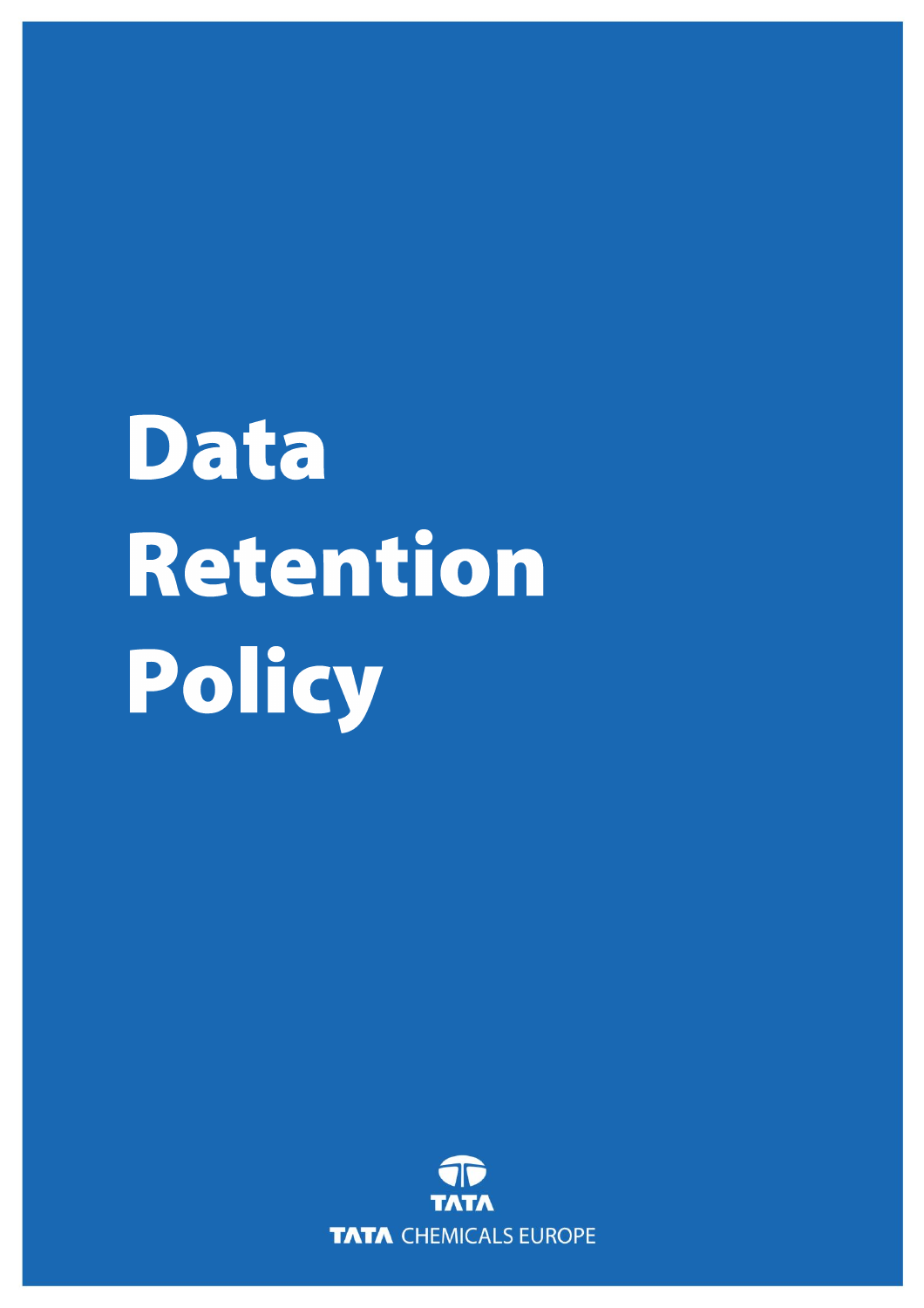# Data Retention Policy

TATA

TATA CHEMICALS EUROPE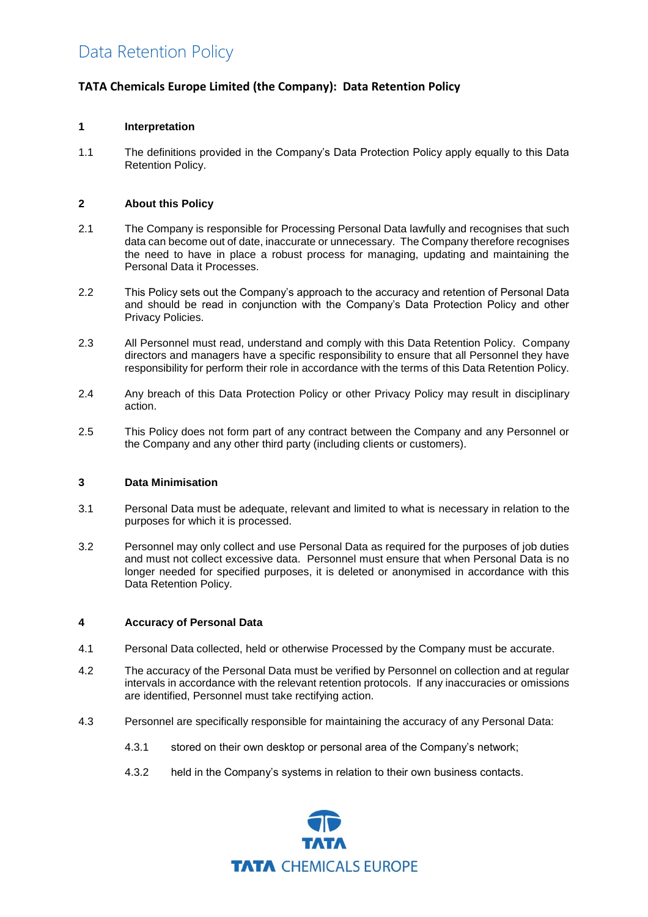# Data Retention Policy

**TATA Chemicals Europe Limited (the Company): Data Retention Policy**

**1 Interpretation**

1.1 The definitions provided in the Company's Data Protection Policy apply equally to this Data Retention Policy.

**2 About this Policy**

2.1 The Company is responsible for Processing Personal Data lawfully and recognises that such data can become out of date, inaccurate or unnecessary. The Company therefore recognises the need to have in place a robust process for managing, updating and maintaining the Personal Data it Processes.

2.2 This Policy sets out the Company's approach to the accuracy and retention of Personal Data and should be read in conjunction with the Company's Data Protection Policy and other Privacy Policies.

2.3 All Personnel must read, understand and comply with this Data Retention Policy. Company directors and managers have a specific responsibility to ensure that all Personnel they have responsibility for perform their role in accordance with the terms of this Data Retention Policy.

2.4 Any breach of this Data Protection Policy or other Privacy Policy may result in disciplinary action.

2.5 This Policy does not form part of any contract between the Company and any Personnel or the Company and any other third party (including clients or customers).

**3 Data Minimisation**

3.1 Personal Data must be adequate, relevant and limited to what is necessary in relation to the purposes for which it is processed.

3.2 Personnel may only collect and use Personal Data as required for the purposes of job duties and must not collect excessive data. Personnel must ensure that when Personal Data is no longer needed for specified purposes, it is deleted or anonymised in accordance with this Data Retention Policy.

**4 Accuracy of Personal Data**

4.1 Personal Data collected, held or otherwise Processed by the Company must be accurate.

4.2 The accuracy of the Personal Data must be verified by Personnel on collection and at regular intervals in accordance with the relevant retention protocols. If any inaccuracies or omissions are identified, Personnel must take rectifying action.

4.3 Personnel are specifically responsible for maintaining the accuracy of any Personal Data:

4.3.1 stored on their own desktop or personal area of the Company's network;

4.3.2 held in the Company's systems in relation to their own business contacts.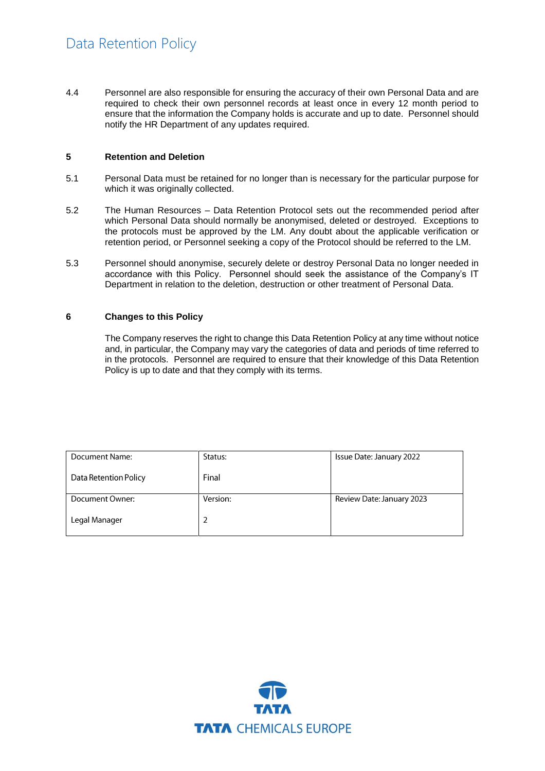4.4 Personnel are also responsible for ensuring the accuracy of their own Personal Data and are required to check their own personnel records at least once in every 12 month period to ensure that the information the Company holds is accurate and up to date. Personnel should notify the HR Department of any updates required.

## 5 Retention and Deletion

5.1 Personal Data must be retained for no longer than is necessary for the particular purpose for which it was originally collected.

5.2 The Human Resources – Data Retention Protocol sets out the recommended period after which Personal Data should normally be anonymised, deleted or destroyed. Exceptions to the protocols must be approved by the LM. Any doubt about the applicable verification or retention period, or Personnel seeking a copy of the Protocol should be referred to the LM.

5.3 Personnel should anonymise, securely delete or destroy Personal Data no longer needed in accordance with this Policy. Personnel should seek the assistance of the Company's IT Department in relation to the deletion, destruction or other treatment of Personal Data.

## 6 Changes to this Policy

The Company reserves the right to change this Data Retention Policy at any time without notice and, in particular, the Company may vary the categories of data and periods of time referred to in the protocols. Personnel are required to ensure that their knowledge of this Data Retention Policy is up to date and that they comply with its terms.

| | | |
|---|---|---|
| Document Name:<br><br>Data Retention Policy | Status:<br><br>Final | Issue Date: January 2022 |
| Document Owner:<br><br>Legal Manager | Version:<br><br>2 | Review Date: January 2023 |

TATA

TATA CHEMICALS EUROPE